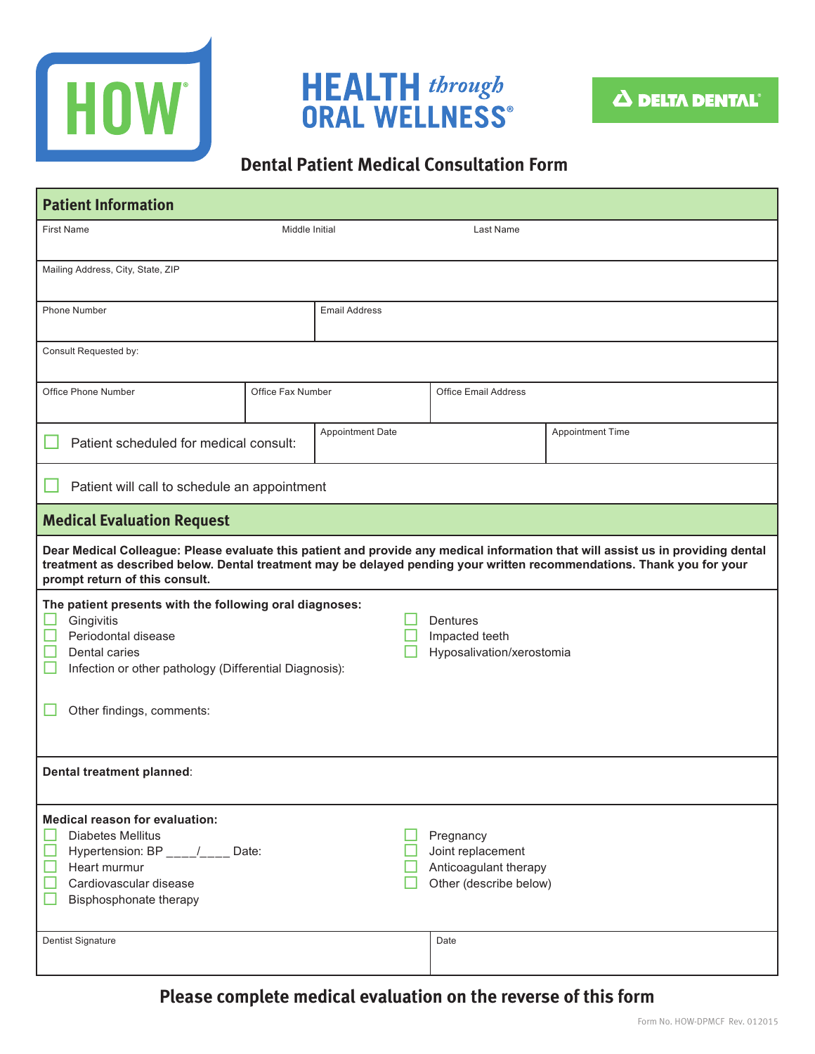HOW

HEALTH *through* ORAL WELLNESS®

DELTA DENTAL®

# Dental Patient Medical Consultation Form

## Patient Information

| First Name | Middle Initial | Last Name |
|---|---|---|
| | | |

Mailing Address, City, State, ZIP

| Phone Number | Email Address |
|---|---|
| | |

Consult Requested by:

| Office Phone Number | Office Fax Number | Office Email Address |
|---|---|---|
| | | |

| ☐ Patient scheduled for medical consult: | Appointment Date | Appointment Time |
|---|---|---|

☐ Patient will call to schedule an appointment

## Medical Evaluation Request

**Dear Medical Colleague: Please evaluate this patient and provide any medical information that will assist us in providing dental treatment as described below. Dental treatment may be delayed pending your written recommendations. Thank you for your prompt return of this consult.**

**The patient presents with the following oral diagnoses:**

- ☐ Gingivitis
- ☐ Periodontal disease
- ☐ Dental caries
- ☐ Infection or other pathology (Differential Diagnosis):
- ☐ Dentures
- ☐ Impacted teeth
- ☐ Hyposalivation/xerostomia

☐ Other findings, comments:

**Dental treatment planned**:

**Medical reason for evaluation:**

- ☐ Diabetes Mellitus
- ☐ Hypertension: BP ____/____ Date:
- ☐ Heart murmur
- ☐ Cardiovascular disease
- ☐ Bisphosphonate therapy
- ☐ Pregnancy
- ☐ Joint replacement
- ☐ Anticoagulant therapy
- ☐ Other (describe below)

| Dentist Signature | Date |
|---|---|
| | |

**Please complete medical evaluation on the reverse of this form**

Form No. HOW-DPMCF Rev. 012015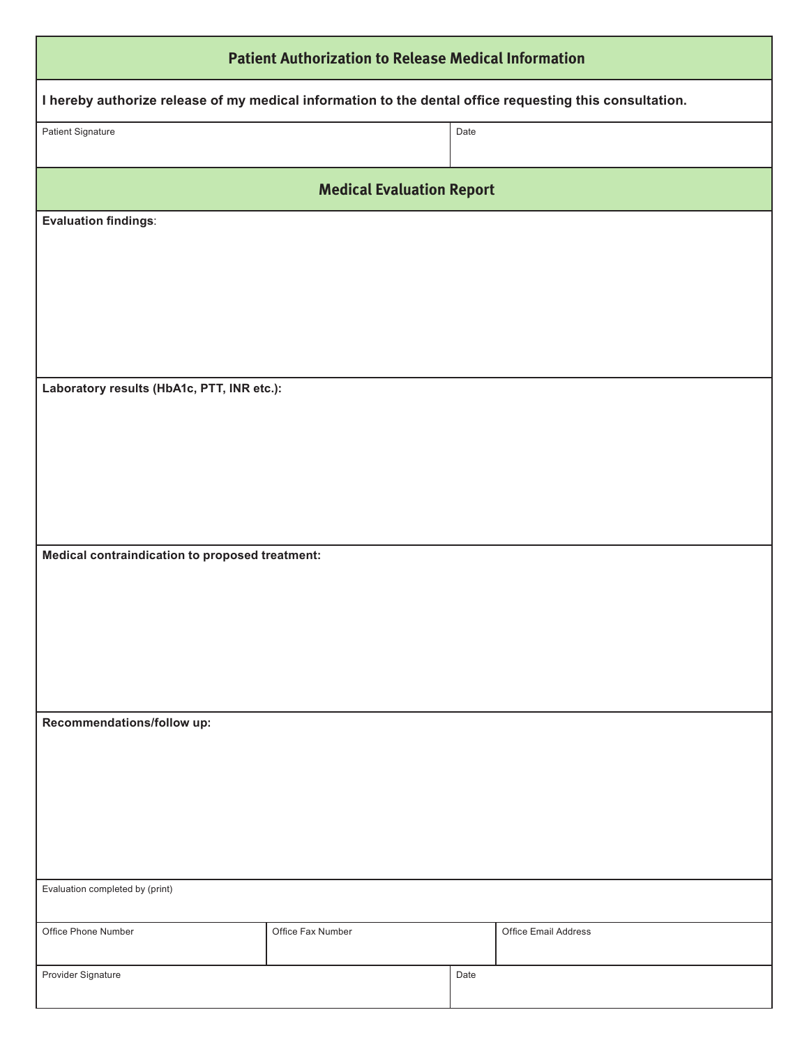## Patient Authorization to Release Medical Information

**I hereby authorize release of my medical information to the dental office requesting this consultation.**

| Patient Signature | Date |
|---|---|
| | |

## Medical Evaluation Report

**Evaluation findings**:

**Laboratory results (HbA1c, PTT, INR etc.):**

**Medical contraindication to proposed treatment:**

**Recommendations/follow up:**

Evaluation completed by (print)

| Office Phone Number | Office Fax Number | Office Email Address |
|---|---|---|
| | | |

| Provider Signature | Date |
|---|---|
| | |